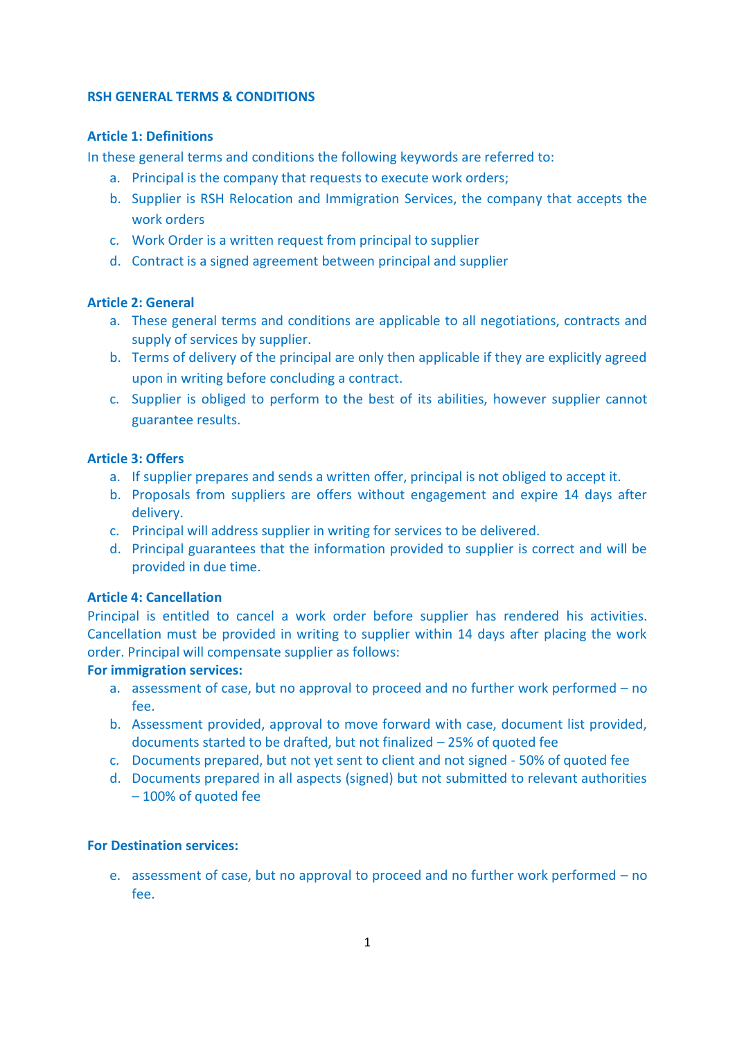# RSH GENERAL TERMS & CONDITIONS

## Article 1: Definitions

In these general terms and conditions the following keywords are referred to:

a. Principal is the company that requests to execute work orders;
b. Supplier is RSH Relocation and Immigration Services, the company that accepts the work orders
c. Work Order is a written request from principal to supplier
d. Contract is a signed agreement between principal and supplier

## Article 2: General

a. These general terms and conditions are applicable to all negotiations, contracts and supply of services by supplier.
b. Terms of delivery of the principal are only then applicable if they are explicitly agreed upon in writing before concluding a contract.
c. Supplier is obliged to perform to the best of its abilities, however supplier cannot guarantee results.

## Article 3: Offers

a. If supplier prepares and sends a written offer, principal is not obliged to accept it.
b. Proposals from suppliers are offers without engagement and expire 14 days after delivery.
c. Principal will address supplier in writing for services to be delivered.
d. Principal guarantees that the information provided to supplier is correct and will be provided in due time.

## Article 4: Cancellation

Principal is entitled to cancel a work order before supplier has rendered his activities. Cancellation must be provided in writing to supplier within 14 days after placing the work order. Principal will compensate supplier as follows:

**For immigration services:**

a. assessment of case, but no approval to proceed and no further work performed – no fee.
b. Assessment provided, approval to move forward with case, document list provided, documents started to be drafted, but not finalized – 25% of quoted fee
c. Documents prepared, but not yet sent to client and not signed - 50% of quoted fee
d. Documents prepared in all aspects (signed) but not submitted to relevant authorities – 100% of quoted fee

**For Destination services:**

e. assessment of case, but no approval to proceed and no further work performed – no fee.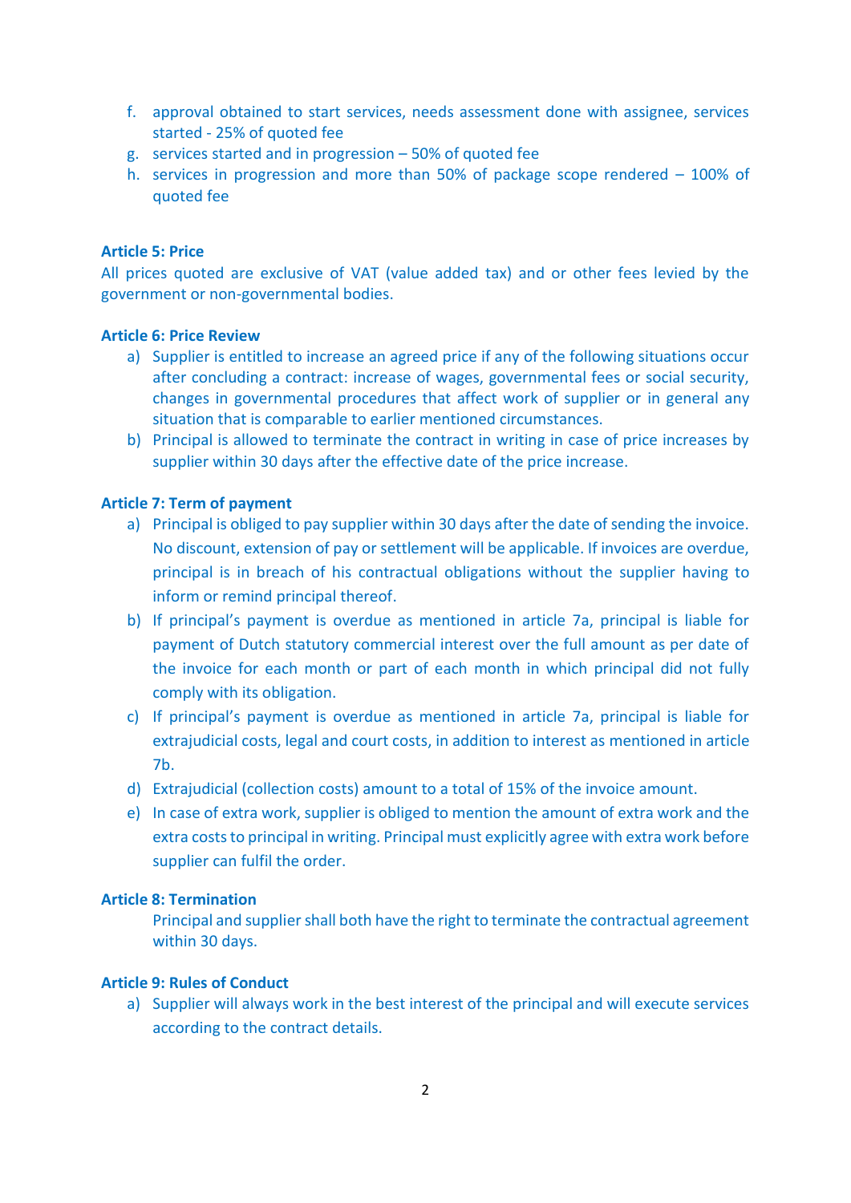f. approval obtained to start services, needs assessment done with assignee, services started - 25% of quoted fee
g. services started and in progression – 50% of quoted fee
h. services in progression and more than 50% of package scope rendered – 100% of quoted fee

**Article 5: Price**

All prices quoted are exclusive of VAT (value added tax) and or other fees levied by the government or non-governmental bodies.

**Article 6: Price Review**

a) Supplier is entitled to increase an agreed price if any of the following situations occur after concluding a contract: increase of wages, governmental fees or social security, changes in governmental procedures that affect work of supplier or in general any situation that is comparable to earlier mentioned circumstances.
b) Principal is allowed to terminate the contract in writing in case of price increases by supplier within 30 days after the effective date of the price increase.

**Article 7: Term of payment**

a) Principal is obliged to pay supplier within 30 days after the date of sending the invoice. No discount, extension of pay or settlement will be applicable. If invoices are overdue, principal is in breach of his contractual obligations without the supplier having to inform or remind principal thereof.
b) If principal's payment is overdue as mentioned in article 7a, principal is liable for payment of Dutch statutory commercial interest over the full amount as per date of the invoice for each month or part of each month in which principal did not fully comply with its obligation.
c) If principal's payment is overdue as mentioned in article 7a, principal is liable for extrajudicial costs, legal and court costs, in addition to interest as mentioned in article 7b.
d) Extrajudicial (collection costs) amount to a total of 15% of the invoice amount.
e) In case of extra work, supplier is obliged to mention the amount of extra work and the extra costs to principal in writing. Principal must explicitly agree with extra work before supplier can fulfil the order.

**Article 8: Termination**

Principal and supplier shall both have the right to terminate the contractual agreement within 30 days.

**Article 9: Rules of Conduct**

a) Supplier will always work in the best interest of the principal and will execute services according to the contract details.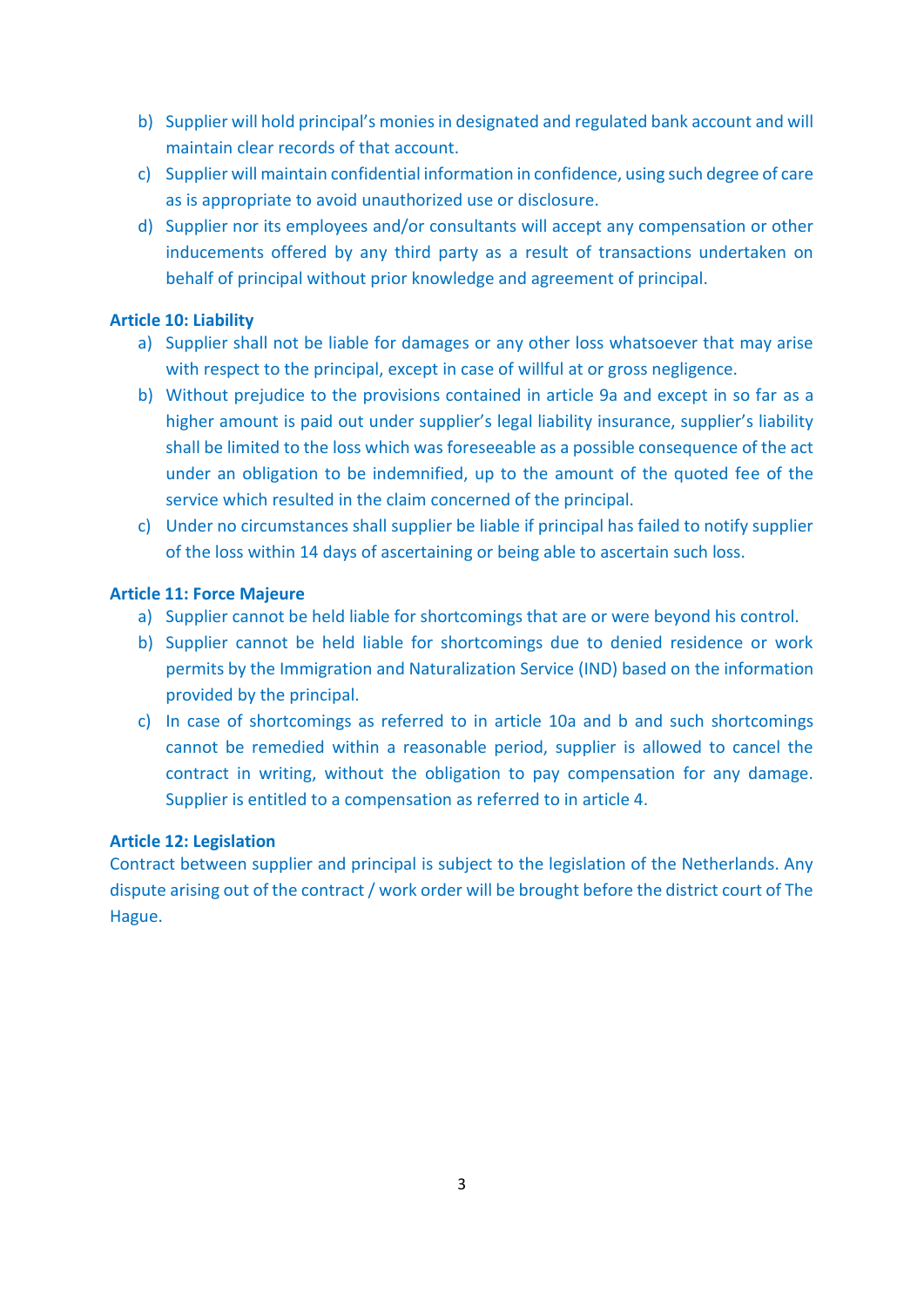b) Supplier will hold principal's monies in designated and regulated bank account and will maintain clear records of that account.
c) Supplier will maintain confidential information in confidence, using such degree of care as is appropriate to avoid unauthorized use or disclosure.
d) Supplier nor its employees and/or consultants will accept any compensation or other inducements offered by any third party as a result of transactions undertaken on behalf of principal without prior knowledge and agreement of principal.

**Article 10: Liability**

a) Supplier shall not be liable for damages or any other loss whatsoever that may arise with respect to the principal, except in case of willful at or gross negligence.
b) Without prejudice to the provisions contained in article 9a and except in so far as a higher amount is paid out under supplier's legal liability insurance, supplier's liability shall be limited to the loss which was foreseeable as a possible consequence of the act under an obligation to be indemnified, up to the amount of the quoted fee of the service which resulted in the claim concerned of the principal.
c) Under no circumstances shall supplier be liable if principal has failed to notify supplier of the loss within 14 days of ascertaining or being able to ascertain such loss.

**Article 11: Force Majeure**

a) Supplier cannot be held liable for shortcomings that are or were beyond his control.
b) Supplier cannot be held liable for shortcomings due to denied residence or work permits by the Immigration and Naturalization Service (IND) based on the information provided by the principal.
c) In case of shortcomings as referred to in article 10a and b and such shortcomings cannot be remedied within a reasonable period, supplier is allowed to cancel the contract in writing, without the obligation to pay compensation for any damage. Supplier is entitled to a compensation as referred to in article 4.

**Article 12: Legislation**

Contract between supplier and principal is subject to the legislation of the Netherlands. Any dispute arising out of the contract / work order will be brought before the district court of The Hague.